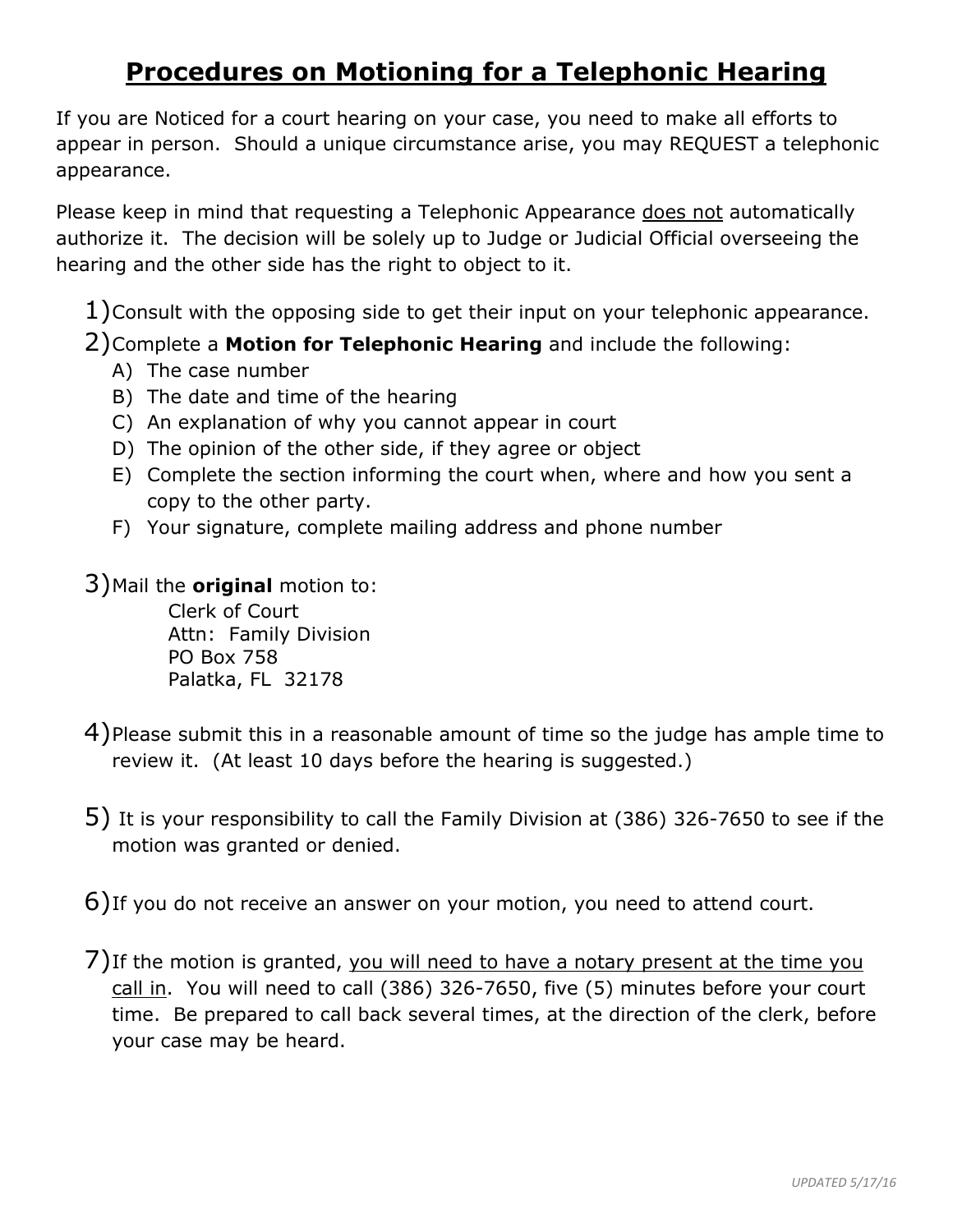# Procedures on Motioning for a Telephonic Hearing

If you are Noticed for a court hearing on your case, you need to make all efforts to appear in person. Should a unique circumstance arise, you may REQUEST a telephonic appearance.

Please keep in mind that requesting a Telephonic Appearance <u>does not</u> automatically authorize it. The decision will be solely up to Judge or Judicial Official overseeing the hearing and the other side has the right to object to it.

1) Consult with the opposing side to get their input on your telephonic appearance.
2) Complete a **Motion for Telephonic Hearing** and include the following:
   - A) The case number
   - B) The date and time of the hearing
   - C) An explanation of why you cannot appear in court
   - D) The opinion of the other side, if they agree or object
   - E) Complete the section informing the court when, where and how you sent a copy to the other party.
   - F) Your signature, complete mailing address and phone number

3) Mail the **original** motion to:

   Clerk of Court  
   Attn: Family Division  
   PO Box 758  
   Palatka, FL 32178

4) Please submit this in a reasonable amount of time so the judge has ample time to review it. (At least 10 days before the hearing is suggested.)

5) It is your responsibility to call the Family Division at (386) 326-7650 to see if the motion was granted or denied.

6) If you do not receive an answer on your motion, you need to attend court.

7) If the motion is granted, <u>you will need to have a notary present at the time you call in</u>. You will need to call (386) 326-7650, five (5) minutes before your court time. Be prepared to call back several times, at the direction of the clerk, before your case may be heard.

*UPDATED 5/17/16*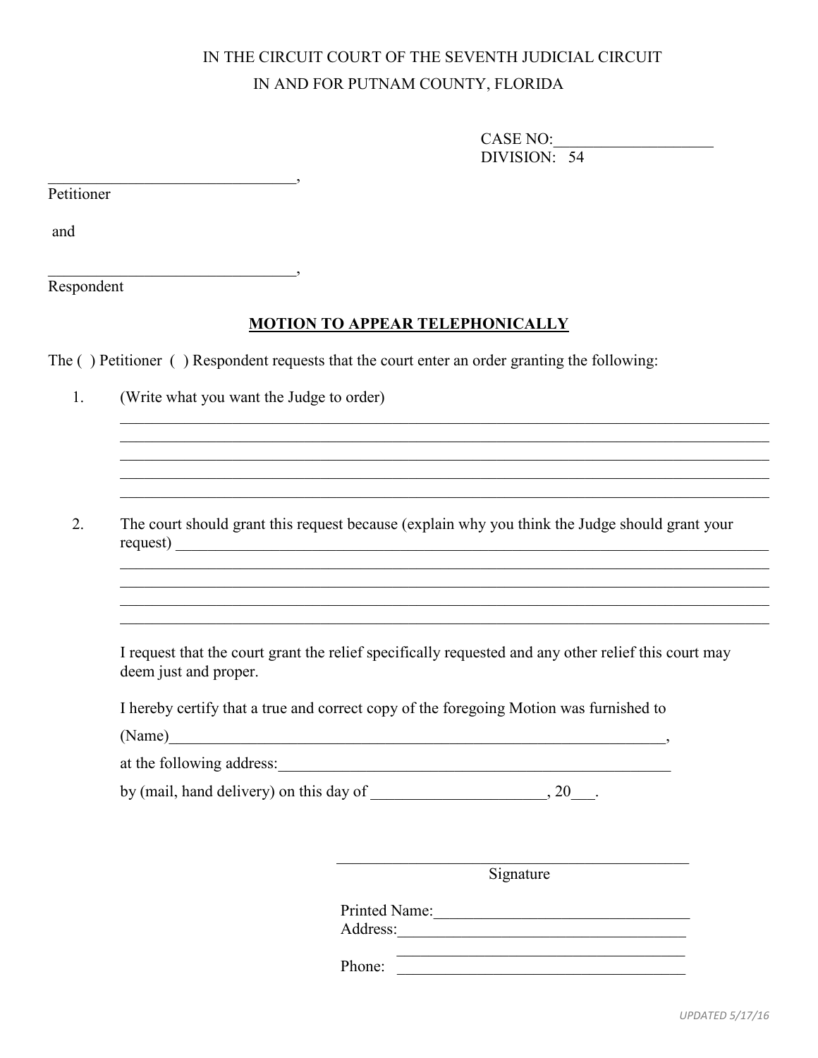IN THE CIRCUIT COURT OF THE SEVENTH JUDICIAL CIRCUIT
IN AND FOR PUTNAM COUNTY, FLORIDA

CASE NO:____________________
DIVISION: 54

________________________________,
Petitioner

and

________________________________,
Respondent

## MOTION TO APPEAR TELEPHONICALLY

The ( ) Petitioner ( ) Respondent requests that the court enter an order granting the following:

1. (Write what you want the Judge to order)
_______________________________________________________________________________
_______________________________________________________________________________
_______________________________________________________________________________
_______________________________________________________________________________
_______________________________________________________________________________

2. The court should grant this request because (explain why you think the Judge should grant your request) ______________________________________________________________________
_______________________________________________________________________________
_______________________________________________________________________________
_______________________________________________________________________________
_______________________________________________________________________________

I request that the court grant the relief specifically requested and any other relief this court may deem just and proper.

I hereby certify that a true and correct copy of the foregoing Motion was furnished to

(Name)____________________________________________________________________,

at the following address:____________________________________________________

by (mail, hand delivery) on this day of ______________________, 20___.

_______________________________________________
Signature

Printed Name:________________________________
Address:____________________________________
____________________________________

Phone: ____________________________________

UPDATED 5/17/16